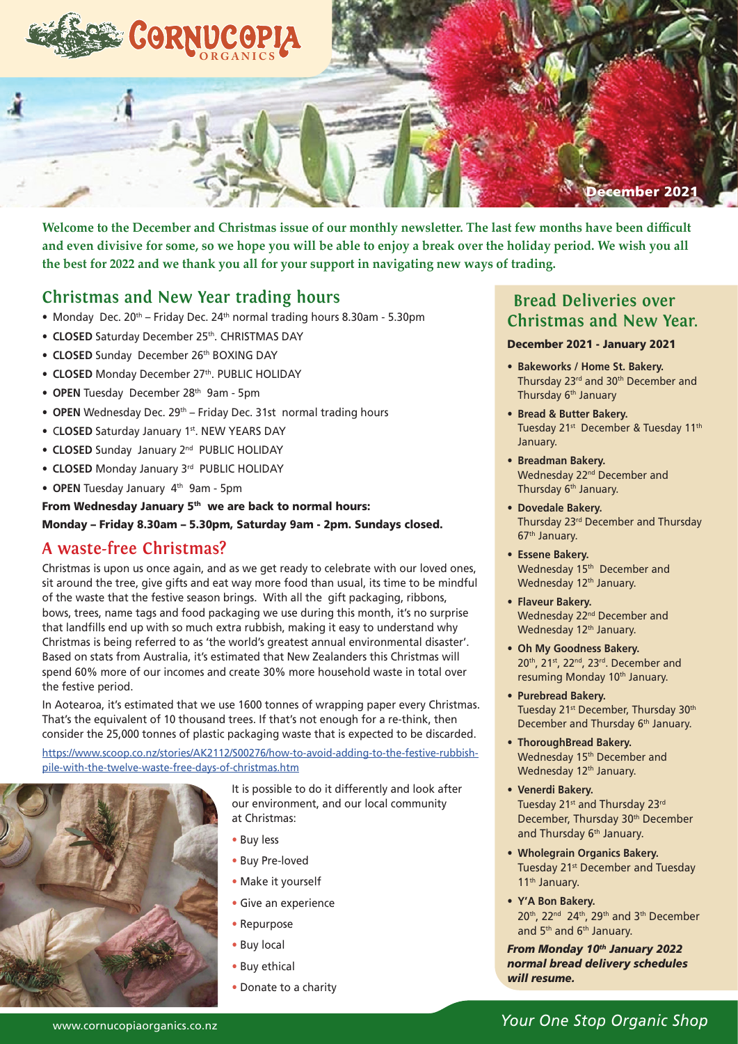# CORNUCOPIA ORGANICS

December 2021

**Welcome to the December and Christmas issue of our monthly newsletter. The last few months have been difficult and even divisive for some, so we hope you will be able to enjoy a break over the holiday period. We wish you all the best for 2022 and we thank you all for your support in navigating new ways of trading.**

## Christmas and New Year trading hours

- Monday Dec. 20th – Friday Dec. 24th normal trading hours 8.30am - 5.30pm
- **CLOSED** Saturday December 25th. CHRISTMAS DAY
- **CLOSED** Sunday December 26th BOXING DAY
- **CLOSED** Monday December 27th. PUBLIC HOLIDAY
- **OPEN** Tuesday December 28th 9am - 5pm
- **OPEN** Wednesday Dec. 29th – Friday Dec. 31st normal trading hours
- **CLOSED** Saturday January 1st. NEW YEARS DAY
- **CLOSED** Sunday January 2nd PUBLIC HOLIDAY
- **CLOSED** Monday January 3rd PUBLIC HOLIDAY
- **OPEN** Tuesday January 4th 9am - 5pm

**From Wednesday January 5th we are back to normal hours:**
**Monday – Friday 8.30am – 5.30pm, Saturday 9am - 2pm. Sundays closed.**

## A waste-free Christmas?

Christmas is upon us once again, and as we get ready to celebrate with our loved ones, sit around the tree, give gifts and eat way more food than usual, its time to be mindful of the waste that the festive season brings. With all the gift packaging, ribbons, bows, trees, name tags and food packaging we use during this month, it's no surprise that landfills end up with so much extra rubbish, making it easy to understand why Christmas is being referred to as 'the world's greatest annual environmental disaster'. Based on stats from Australia, it's estimated that New Zealanders this Christmas will spend 60% more of our incomes and create 30% more household waste in total over the festive period.

In Aotearoa, it's estimated that we use 1600 tonnes of wrapping paper every Christmas. That's the equivalent of 10 thousand trees. If that's not enough for a re-think, then consider the 25,000 tonnes of plastic packaging waste that is expected to be discarded.

https://www.scoop.co.nz/stories/AK2112/S00276/how-to-avoid-adding-to-the-festive-rubbish-pile-with-the-twelve-waste-free-days-of-christmas.htm

It is possible to do it differently and look after our environment, and our local community at Christmas:

- Buy less
- Buy Pre-loved
- Make it yourself
- Give an experience
- Repurpose
- Buy local
- Buy ethical
- Donate to a charity

## Bread Deliveries over Christmas and New Year.

**December 2021 - January 2021**

- **Bakeworks / Home St. Bakery.** Thursday 23rd and 30th December and Thursday 6th January
- **Bread & Butter Bakery.** Tuesday 21st December & Tuesday 11th January.
- **Breadman Bakery.** Wednesday 22nd December and Thursday 6th January.
- **Dovedale Bakery.** Thursday 23rd December and Thursday 67th January.
- **Essene Bakery.** Wednesday 15th December and Wednesday 12th January.
- **Flaveur Bakery.** Wednesday 22nd December and Wednesday 12th January.
- **Oh My Goodness Bakery.** 20th, 21st, 22nd, 23rd. December and resuming Monday 10th January.
- **Purebread Bakery.** Tuesday 21st December, Thursday 30th December and Thursday 6th January.
- **ThoroughBread Bakery.** Wednesday 15th December and Wednesday 12th January.
- **Venerdi Bakery.** Tuesday 21st and Thursday 23rd December, Thursday 30th December and Thursday 6th January.
- **Wholegrain Organics Bakery.** Tuesday 21st December and Tuesday 11th January.
- **Y'A Bon Bakery.** 20th, 22nd 24th, 29th and 3th December and 5th and 6th January.

***From Monday 10th January 2022 normal bread delivery schedules will resume.***

www.cornucopiaorganics.co.nz

*Your One Stop Organic Shop*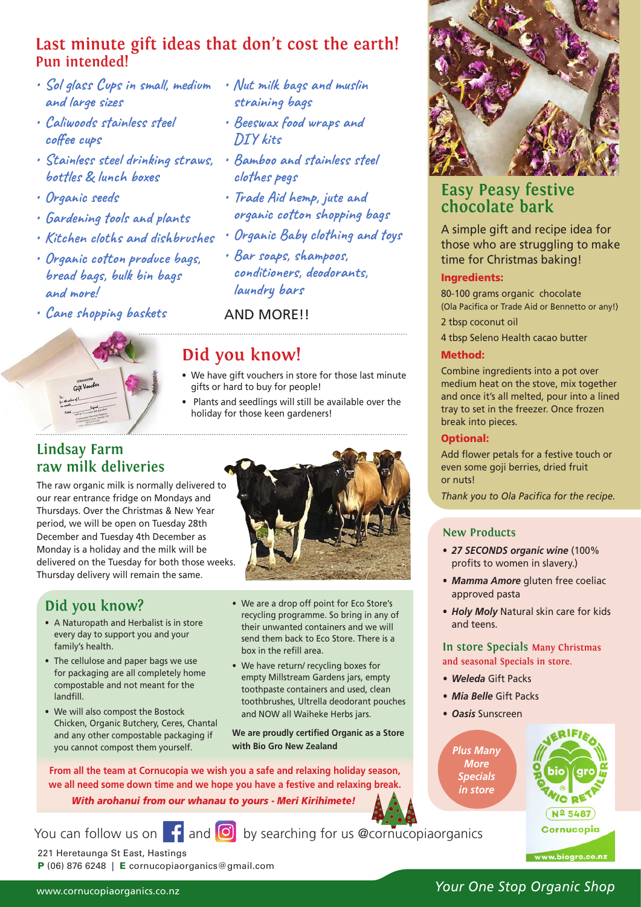## Last minute gift ideas that don't cost the earth!
### Pun intended!

- Sol glass Cups in small, medium and large sizes
- Caliwoods stainless steel coffee cups
- Stainless steel drinking straws, bottles & lunch boxes
- Organic seeds
- Gardening tools and plants
- Kitchen cloths and dishbrushes
- Organic cotton produce bags, bread bags, bulk bin bags and more!
- Cane shopping baskets
- Nut milk bags and muslin straining bags
- Beeswax food wraps and DIY kits
- Bamboo and stainless steel clothes pegs
- Trade Aid hemp, jute and organic cotton shopping bags
- Organic Baby clothing and toys
- Bar soaps, shampoos, conditioners, deodorants, laundry bars

AND MORE!!

## Did you know!

- We have gift vouchers in store for those last minute gifts or hard to buy for people!
- Plants and seedlings will still be available over the holiday for those keen gardeners!

## Lindsay Farm raw milk deliveries

The raw organic milk is normally delivered to our rear entrance fridge on Mondays and Thursdays. Over the Christmas & New Year period, we will be open on Tuesday 28th December and Tuesday 4th December as Monday is a holiday and the milk will be delivered on the Tuesday for both those weeks. Thursday delivery will remain the same.

## Did you know?

- A Naturopath and Herbalist is in store every day to support you and your family's health.
- The cellulose and paper bags we use for packaging are all completely home compostable and not meant for the landfill.
- We will also compost the Bostock Chicken, Organic Butchery, Ceres, Chantal and any other compostable packaging if you cannot compost them yourself.
- We are a drop off point for Eco Store's recycling programme. So bring in any of their unwanted containers and we will send them back to Eco Store. There is a box in the refill area.
- We have return/ recycling boxes for empty Millstream Gardens jars, empty toothpaste containers and used, clean toothbrushes, Ultrella deodorant pouches and NOW all Waiheke Herbs jars.

**We are proudly certified Organic as a Store with Bio Gro New Zealand**

**From all the team at Cornucopia we wish you a safe and relaxing holiday season, we all need some down time and we hope you have a festive and relaxing break.**

***With arohanui from our whanau to yours - Meri Kirihimete!***

## Easy Peasy festive chocolate bark

A simple gift and recipe idea for those who are struggling to make time for Christmas baking!

### Ingredients:

80-100 grams organic chocolate
(Ola Pacifica or Trade Aid or Bennetto or any!)

2 tbsp coconut oil

4 tbsp Seleno Health cacao butter

### Method:

Combine ingredients into a pot over medium heat on the stove, mix together and once it's all melted, pour into a lined tray to set in the freezer. Once frozen break into pieces.

### Optional:

Add flower petals for a festive touch or even some goji berries, dried fruit or nuts!

*Thank you to Ola Pacifica for the recipe.*

## New Products

- ***27 SECONDS organic wine*** (100% profits to women in slavery.)
- ***Mamma Amore*** gluten free coeliac approved pasta
- ***Holy Moly*** Natural skin care for kids and teens.

## In store Specials

Many Christmas and seasonal Specials in store.

- ***Weleda*** Gift Packs
- ***Mia Belle*** Gift Packs
- ***Oasis*** Sunscreen

*Plus Many More Specials in store*

Verified Organic Retailer bio gro № 5487 Cornucopia www.biogro.co.nz

You can follow us on Facebook and Instagram by searching for us @cornucopiaorganics

221 Heretaunga St East, Hastings
**P** (06) 876 6248 | **E** cornucopiaorganics@gmail.com

www.cornucopiaorganics.co.nz

*Your One Stop Organic Shop*